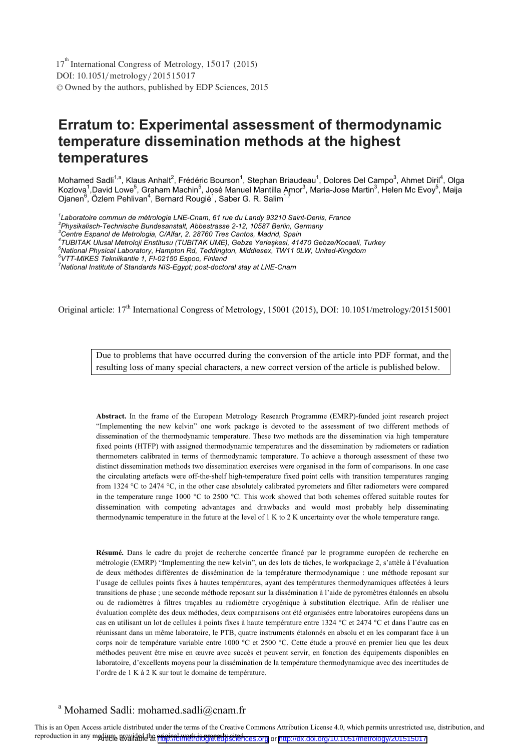17th International Congress of Metrology, 15017 (2015)
DOI: 10.1051/metrology/201515017
© Owned by the authors, published by EDP Sciences, 2015

# Erratum to: Experimental assessment of thermodynamic temperature dissemination methods at the highest temperatures

Mohamed Sadli[1,a], Klaus Anhalt[2], Frédéric Bourson[1], Stephan Briaudeau[1], Dolores Del Campo[3], Ahmet Diril[4], Olga Kozlova[1], David Lowe[5], Graham Machin[5], José Manuel Mantilla Amor[3], Maria-Jose Martin[3], Helen Mc Evoy[5], Maija Ojanen[6], Özlem Pehlivan[4], Bernard Rougié[1], Saber G. R. Salim[1,7]

[1] *Laboratoire commun de métrologie LNE-Cnam, 61 rue du Landy 93210 Saint-Denis, France*
[2] *Physikalisch-Technische Bundesanstalt, Abbestrasse 2-12, 10587 Berlin, Germany*
[3] *Centre Espanol de Metrologia, C/Alfar, 2. 28760 Tres Cantos, Madrid, Spain*
[4] *TUBITAK Ulusal Metroloji Enstitusu (TUBITAK UME), Gebze Yerleşkesi, 41470 Gebze/Kocaeli, Turkey*
[5] *National Physical Laboratory, Hampton Rd, Teddington, Middlesex, TW11 0LW, United-Kingdom*
[6] *VTT-MIKES Tekniikantie 1, FI-02150 Espoo, Finland*
[7] *National Institute of Standards NIS-Egypt; post-doctoral stay at LNE-Cnam*

Original article: 17th International Congress of Metrology, 15001 (2015), DOI: 10.1051/metrology/201515001

Due to problems that have occurred during the conversion of the article into PDF format, and the resulting loss of many special characters, a new correct version of the article is published below.

**Abstract.** In the frame of the European Metrology Research Programme (EMRP)-funded joint research project "Implementing the new kelvin" one work package is devoted to the assessment of two different methods of dissemination of the thermodynamic temperature. These two methods are the dissemination via high temperature fixed points (HTFP) with assigned thermodynamic temperatures and the dissemination by radiometers or radiation thermometers calibrated in terms of thermodynamic temperature. To achieve a thorough assessment of these two distinct dissemination methods two dissemination exercises were organised in the form of comparisons. In one case the circulating artefacts were off-the-shelf high-temperature fixed point cells with transition temperatures ranging from 1324 °C to 2474 °C, in the other case absolutely calibrated pyrometers and filter radiometers were compared in the temperature range 1000 °C to 2500 °C. This work showed that both schemes offered suitable routes for dissemination with competing advantages and drawbacks and would most probably help disseminating thermodynamic temperature in the future at the level of 1 K to 2 K uncertainty over the whole temperature range.

**Résumé.** Dans le cadre du projet de recherche concertée financé par le programme européen de recherche métrologie (EMRP) "Implementing the new kelvin", un des lots de tâches, le workpackage 2, s'attèle à l'évaluation de deux méthodes différentes de dissémination de la température thermodynamique : une méthode reposant sur l'usage de cellules points fixes à hautes températures, ayant des températures thermodynamiques affectées à leurs transitions de phase ; une seconde méthode reposant sur la dissémination à l'aide de pyromètres étalonnés en absolu ou de radiomètres à filtres traçables au radiomètre cryogénique à substitution électrique. Afin de réaliser une évaluation complète des deux méthodes, deux comparaisons ont été organisées entre laboratoires européens dans un cas en utilisant un lot de cellules à points fixes à haute température entre 1324 °C et 2474 °C et dans l'autre cas en réunissant dans un même laboratoire, le PTB, quatre instruments étalonnés en absolu et en les comparant face à un corps noir de température variable entre 1000 °C et 2500 °C. Cette étude a prouvé en premier lieu que les deux méthodes peuvent être mise en œuvre avec succès et peuvent servir, en fonction des équipements disponibles en laboratoire, d'excellents moyens pour la dissémination de la température thermodynamique avec des incertitudes de l'ordre de 1 K à 2 K sur tout le domaine de température.

[a] Mohamed Sadli: mohamed.sadli@cnam.fr

This is an Open Access article distributed under the terms of the Creative Commons Attribution License 4.0, which permits unrestricted use, distribution, and reproduction in any medium, provided the original work is properly cited.

Article available at http://cfmetrologie.edpsciences.org or http://dx.doi.org/10.1051/metrology/201515017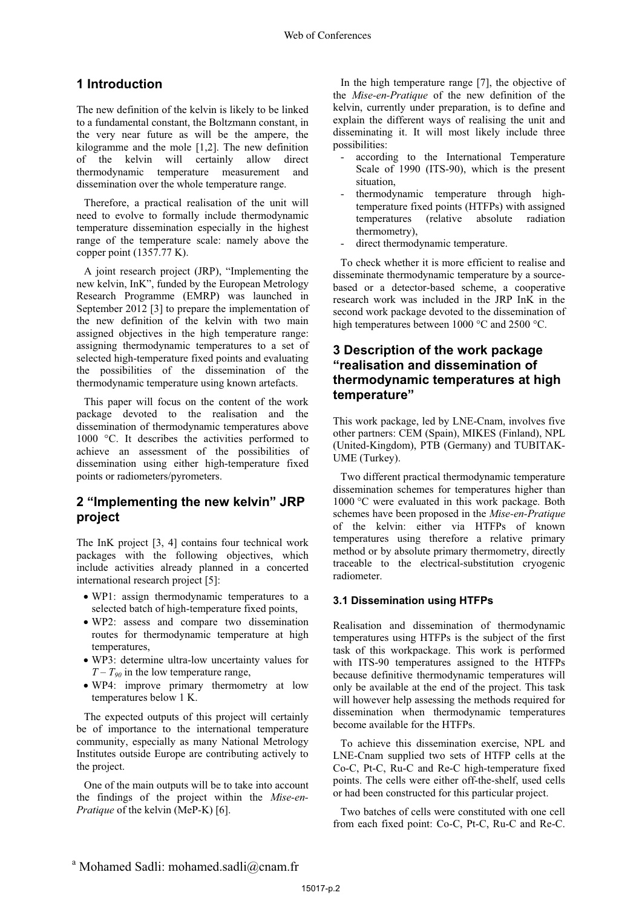## 1 Introduction

The new definition of the kelvin is likely to be linked to a fundamental constant, the Boltzmann constant, in the very near future as will be the ampere, the kilogramme and the mole [1,2]. The new definition of the kelvin will certainly allow direct thermodynamic temperature measurement and dissemination over the whole temperature range.

Therefore, a practical realisation of the unit will need to evolve to formally include thermodynamic temperature dissemination especially in the highest range of the temperature scale: namely above the copper point (1357.77 K).

A joint research project (JRP), "Implementing the new kelvin, InK", funded by the European Metrology Research Programme (EMRP) was launched in September 2012 [3] to prepare the implementation of the new definition of the kelvin with two main assigned objectives in the high temperature range: assigning thermodynamic temperatures to a set of selected high-temperature fixed points and evaluating the possibilities of the dissemination of the thermodynamic temperature using known artefacts.

This paper will focus on the content of the work package devoted to the realisation and the dissemination of thermodynamic temperatures above 1000 °C. It describes the activities performed to achieve an assessment of the possibilities of dissemination using either high-temperature fixed points or radiometers/pyrometers.

## 2 "Implementing the new kelvin" JRP project

The InK project [3, 4] contains four technical work packages with the following objectives, which include activities already planned in a concerted international research project [5]:

- WP1: assign thermodynamic temperatures to a selected batch of high-temperature fixed points,
- WP2: assess and compare two dissemination routes for thermodynamic temperature at high temperatures,
- WP3: determine ultra-low uncertainty values for $T - T_{90}$ in the low temperature range,
- WP4: improve primary thermometry at low temperatures below 1 K.

The expected outputs of this project will certainly be of importance to the international temperature community, especially as many National Metrology Institutes outside Europe are contributing actively to the project.

One of the main outputs will be to take into account the findings of the project within the *Mise-en-Pratique* of the kelvin (MeP-K) [6].

In the high temperature range [7], the objective of the *Mise-en-Pratique* of the new definition of the kelvin, currently under preparation, is to define and explain the different ways of realising the unit and disseminating it. It will most likely include three possibilities:

- according to the International Temperature Scale of 1990 (ITS-90), which is the present situation,
- thermodynamic temperature through high-temperature fixed points (HTFPs) with assigned temperatures (relative absolute radiation thermometry),
- direct thermodynamic temperature.

To check whether it is more efficient to realise and disseminate thermodynamic temperature by a source-based or a detector-based scheme, a cooperative research work was included in the JRP InK in the second work package devoted to the dissemination of high temperatures between 1000 °C and 2500 °C.

## 3 Description of the work package "realisation and dissemination of thermodynamic temperatures at high temperature"

This work package, led by LNE-Cnam, involves five other partners: CEM (Spain), MIKES (Finland), NPL (United-Kingdom), PTB (Germany) and TUBITAK-UME (Turkey).

Two different practical thermodynamic temperature dissemination schemes for temperatures higher than 1000 °C were evaluated in this work package. Both schemes have been proposed in the *Mise-en-Pratique* of the kelvin: either via HTFPs of known temperatures using therefore a relative primary method or by absolute primary thermometry, directly traceable to the electrical-substitution cryogenic radiometer.

### 3.1 Dissemination using HTFPs

Realisation and dissemination of thermodynamic temperatures using HTFPs is the subject of the first task of this workpackage. This work is performed with ITS-90 temperatures assigned to the HTFPs because definitive thermodynamic temperatures will only be available at the end of the project. This task will however help assessing the methods required for dissemination when thermodynamic temperatures become available for the HTFPs.

To achieve this dissemination exercise, NPL and LNE-Cnam supplied two sets of HTFP cells at the Co-C, Pt-C, Ru-C and Re-C high-temperature fixed points. The cells were either off-the-shelf, used cells or had been constructed for this particular project.

Two batches of cells were constituted with one cell from each fixed point: Co-C, Pt-C, Ru-C and Re-C.

[a] Mohamed Sadli: mohamed.sadli@cnam.fr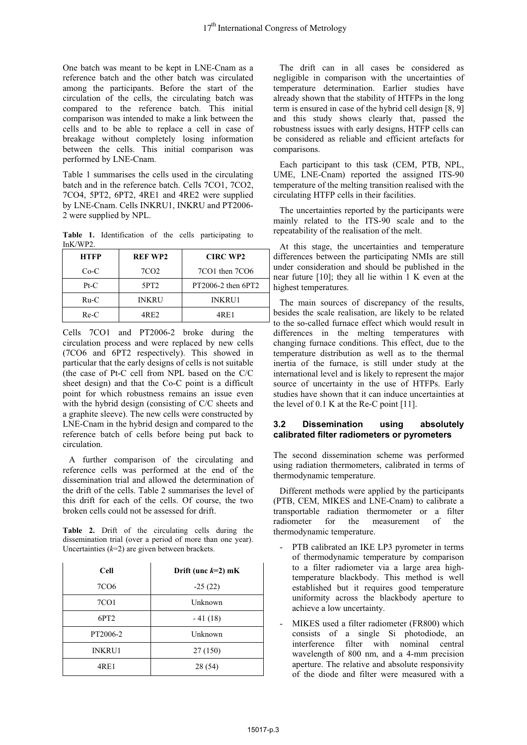One batch was meant to be kept in LNE-Cnam as a reference batch and the other batch was circulated among the participants. Before the start of the circulation of the cells, the circulating batch was compared to the reference batch. This initial comparison was intended to make a link between the cells and to be able to replace a cell in case of breakage without completely losing information between the cells. This initial comparison was performed by LNE-Cnam.

Table 1 summarises the cells used in the circulating batch and in the reference batch. Cells 7CO1, 7CO2, 7CO4, 5PT2, 6PT2, 4RE1 and 4RE2 were supplied by LNE-Cnam. Cells INKRU1, INKRU and PT2006-2 were supplied by NPL.

**Table 1.** Identification of the cells participating to InK/WP2.

| HTFP | REF WP2 | CIRC WP2 |
|---|---|---|
| Co-C | 7CO2 | 7CO1 then 7CO6 |
| Pt-C | 5PT2 | PT2006-2 then 6PT2 |
| Ru-C | INKRU | INKRU1 |
| Re-C | 4RE2 | 4RE1 |

Cells 7CO1 and PT2006-2 broke during the circulation process and were replaced by new cells (7CO6 and 6PT2 respectively). This showed in particular that the early designs of cells is not suitable (the case of Pt-C cell from NPL based on the C/C sheet design) and that the Co-C point is a difficult point for which robustness remains an issue even with the hybrid design (consisting of C/C sheets and a graphite sleeve). The new cells were constructed by LNE-Cnam in the hybrid design and compared to the reference batch of cells before being put back to circulation.

A further comparison of the circulating and reference cells was performed at the end of the dissemination trial and allowed the determination of the drift of the cells. Table 2 summarises the level of this drift for each of the cells. Of course, the two broken cells could not be assessed for drift.

**Table 2.** Drift of the circulating cells during the dissemination trial (over a period of more than one year). Uncertainties ($k$=2) are given between brackets.

| Cell | Drift (unc $k$=2) mK |
|---|---|
| 7CO6 | -25 (22) |
| 7CO1 | Unknown |
| 6PT2 | - 41 (18) |
| PT2006-2 | Unknown |
| INKRU1 | 27 (150) |
| 4RE1 | 28 (54) |

The drift can in all cases be considered as negligible in comparison with the uncertainties of temperature determination. Earlier studies have already shown that the stability of HTFPs in the long term is ensured in case of the hybrid cell design [8, 9] and this study shows clearly that, passed the robustness issues with early designs, HTFP cells can be considered as reliable and efficient artefacts for comparisons.

Each participant to this task (CEM, PTB, NPL, UME, LNE-Cnam) reported the assigned ITS-90 temperature of the melting transition realised with the circulating HTFP cells in their facilities.

The uncertainties reported by the participants were mainly related to the ITS-90 scale and to the repeatability of the realisation of the melt.

At this stage, the uncertainties and temperature differences between the participating NMIs are still under consideration and should be published in the near future [10]; they all lie within 1 K even at the highest temperatures.

The main sources of discrepancy of the results, besides the scale realisation, are likely to be related to the so-called furnace effect which would result in differences in the melting temperatures with changing furnace conditions. This effect, due to the temperature distribution as well as to the thermal inertia of the furnace, is still under study at the international level and is likely to represent the major source of uncertainty in the use of HTFPs. Early studies have shown that it can induce uncertainties at the level of 0.1 K at the Re-C point [11].

### 3.2 Dissemination using absolutely calibrated filter radiometers or pyrometers

The second dissemination scheme was performed using radiation thermometers, calibrated in terms of thermodynamic temperature.

Different methods were applied by the participants (PTB, CEM, MIKES and LNE-Cnam) to calibrate a transportable radiation thermometer or a filter radiometer for the measurement of the thermodynamic temperature.

- PTB calibrated an IKE LP3 pyrometer in terms of thermodynamic temperature by comparison to a filter radiometer via a large area high-temperature blackbody. This method is well established but it requires good temperature uniformity across the blackbody aperture to achieve a low uncertainty.
- MIKES used a filter radiometer (FR800) which consists of a single Si photodiode, an interference filter with nominal central wavelength of 800 nm, and a 4-mm precision aperture. The relative and absolute responsivity of the diode and filter were measured with a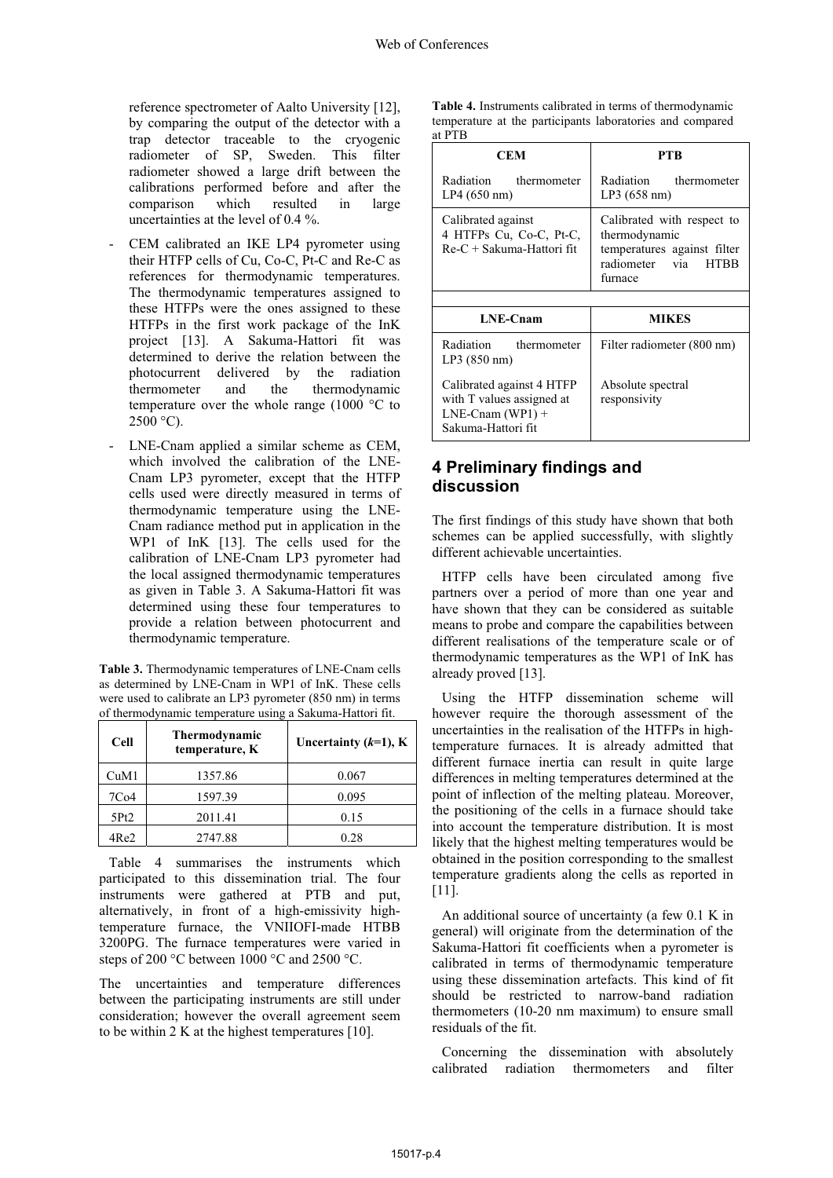reference spectrometer of Aalto University [12], by comparing the output of the detector with a trap detector traceable to the cryogenic radiometer of SP, Sweden. This filter radiometer showed a large drift between the calibrations performed before and after the comparison which resulted in large uncertainties at the level of 0.4 %.

- CEM calibrated an IKE LP4 pyrometer using their HTFP cells of Cu, Co-C, Pt-C and Re-C as references for thermodynamic temperatures. The thermodynamic temperatures assigned to these HTFPs were the ones assigned to these HTFPs in the first work package of the InK project [13]. A Sakuma-Hattori fit was determined to derive the relation between the photocurrent delivered by the radiation thermometer and the thermodynamic temperature over the whole range (1000 °C to 2500 °C).
- LNE-Cnam applied a similar scheme as CEM, which involved the calibration of the LNE-Cnam LP3 pyrometer, except that the HTFP cells used were directly measured in terms of thermodynamic temperature using the LNE-Cnam radiance method put in application in the WP1 of InK [13]. The cells used for the calibration of LNE-Cnam LP3 pyrometer had the local assigned thermodynamic temperatures as given in Table 3. A Sakuma-Hattori fit was determined using these four temperatures to provide a relation between photocurrent and thermodynamic temperature.

**Table 3.** Thermodynamic temperatures of LNE-Cnam cells as determined by LNE-Cnam in WP1 of InK. These cells were used to calibrate an LP3 pyrometer (850 nm) in terms of thermodynamic temperature using a Sakuma-Hattori fit.

| Cell | Thermodynamic temperature, K | Uncertainty ($k$=1), K |
|---|---|---|
| CuM1 | 1357.86 | 0.067 |
| 7Co4 | 1597.39 | 0.095 |
| 5Pt2 | 2011.41 | 0.15 |
| 4Re2 | 2747.88 | 0.28 |

Table 4 summarises the instruments which participated to this dissemination trial. The four instruments were gathered at PTB and put, alternatively, in front of a high-emissivity high-temperature furnace, the VNIIOFI-made HTBB 3200PG. The furnace temperatures were varied in steps of 200 °C between 1000 °C and 2500 °C.

The uncertainties and temperature differences between the participating instruments are still under consideration; however the overall agreement seem to be within 2 K at the highest temperatures [10].

**Table 4.** Instruments calibrated in terms of thermodynamic temperature at the participants laboratories and compared at PTB

| CEM | PTB |
|---|---|
| Radiation thermometer LP4 (650 nm) | Radiation thermometer LP3 (658 nm) |
| Calibrated against 4 HTFPs Cu, Co-C, Pt-C, Re-C + Sakuma-Hattori fit | Calibrated with respect to thermodynamic temperatures against filter radiometer via HTBB furnace |
| **LNE-Cnam** | **MIKES** |
| Radiation thermometer LP3 (850 nm) | Filter radiometer (800 nm) |
| Calibrated against 4 HTFP with T values assigned at LNE-Cnam (WP1) + Sakuma-Hattori fit | Absolute spectral responsivity |

## 4 Preliminary findings and discussion

The first findings of this study have shown that both schemes can be applied successfully, with slightly different achievable uncertainties.

HTFP cells have been circulated among five partners over a period of more than one year and have shown that they can be considered as suitable means to probe and compare the capabilities between different realisations of the temperature scale or of thermodynamic temperatures as the WP1 of InK has already proved [13].

Using the HTFP dissemination scheme will however require the thorough assessment of the uncertainties in the realisation of the HTFPs in high-temperature furnaces. It is already admitted that different furnace inertia can result in quite large differences in melting temperatures determined at the point of inflection of the melting plateau. Moreover, the positioning of the cells in a furnace should take into account the temperature distribution. It is most likely that the highest melting temperatures would be obtained in the position corresponding to the smallest temperature gradients along the cells as reported in [11].

An additional source of uncertainty (a few 0.1 K in general) will originate from the determination of the Sakuma-Hattori fit coefficients when a pyrometer is calibrated in terms of thermodynamic temperature using these dissemination artefacts. This kind of fit should be restricted to narrow-band radiation thermometers (10-20 nm maximum) to ensure small residuals of the fit.

Concerning the dissemination with absolutely calibrated radiation thermometers and filter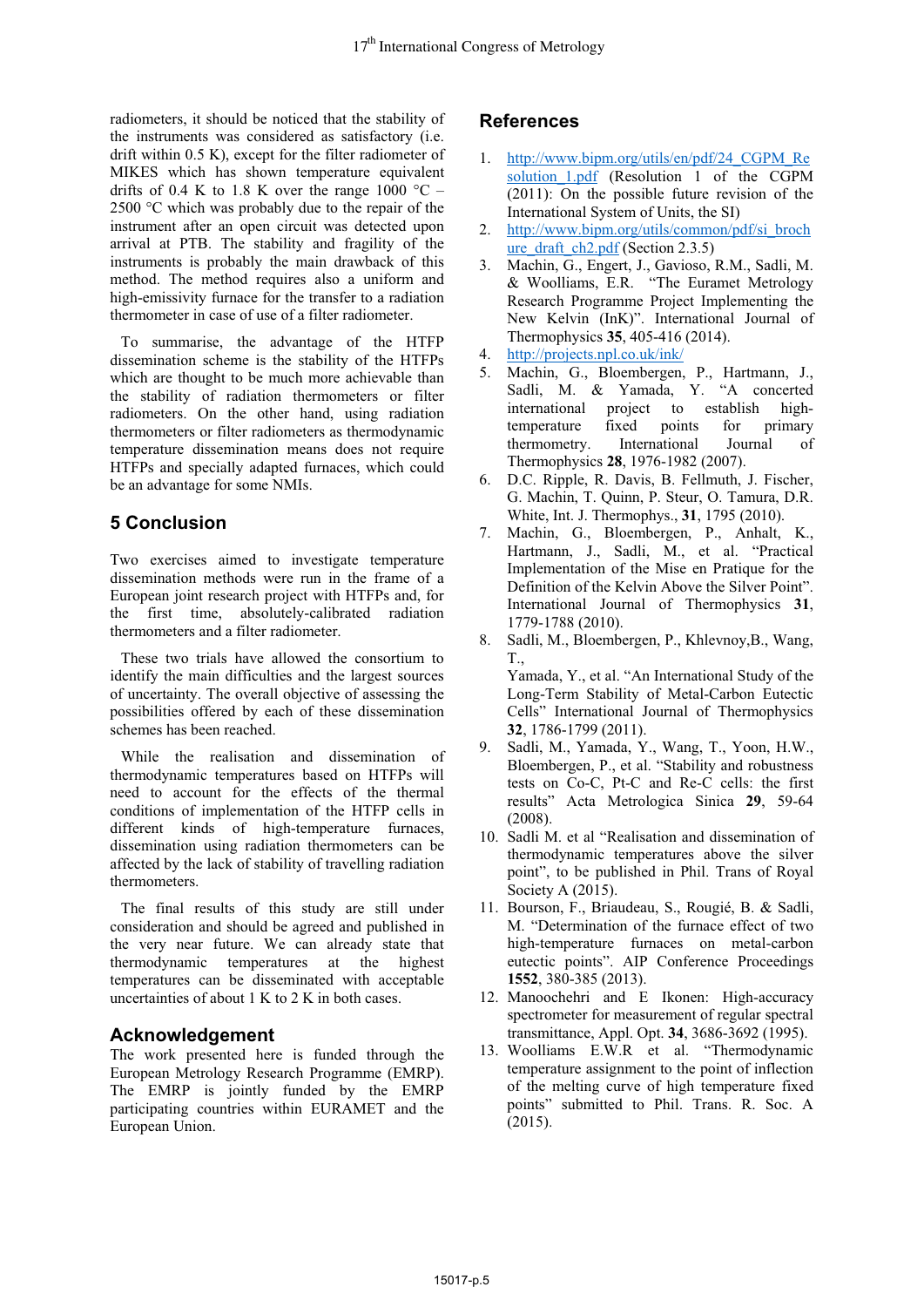radiometers, it should be noticed that the stability of the instruments was considered as satisfactory (i.e. drift within 0.5 K), except for the filter radiometer of MIKES which has shown temperature equivalent drifts of 0.4 K to 1.8 K over the range 1000 °C – 2500 °C which was probably due to the repair of the instrument after an open circuit was detected upon arrival at PTB. The stability and fragility of the instruments is probably the main drawback of this method. The method requires also a uniform and high-emissivity furnace for the transfer to a radiation thermometer in case of use of a filter radiometer.

To summarise, the advantage of the HTFP dissemination scheme is the stability of the HTFPs which are thought to be much more achievable than the stability of radiation thermometers or filter radiometers. On the other hand, using radiation thermometers or filter radiometers as thermodynamic temperature dissemination means does not require HTFPs and specially adapted furnaces, which could be an advantage for some NMIs.

## 5 Conclusion

Two exercises aimed to investigate temperature dissemination methods were run in the frame of a European joint research project with HTFPs and, for the first time, absolutely-calibrated radiation thermometers and a filter radiometer.

These two trials have allowed the consortium to identify the main difficulties and the largest sources of uncertainty. The overall objective of assessing the possibilities offered by each of these dissemination schemes has been reached.

While the realisation and dissemination of thermodynamic temperatures based on HTFPs will need to account for the effects of the thermal conditions of implementation of the HTFP cells in different kinds of high-temperature furnaces, dissemination using radiation thermometers can be affected by the lack of stability of travelling radiation thermometers.

The final results of this study are still under consideration and should be agreed and published in the very near future. We can already state that thermodynamic temperatures at the highest temperatures can be disseminated with acceptable uncertainties of about 1 K to 2 K in both cases.

## Acknowledgement

The work presented here is funded through the European Metrology Research Programme (EMRP). The EMRP is jointly funded by the EMRP participating countries within EURAMET and the European Union.

## References

1. http://www.bipm.org/utils/en/pdf/24_CGPM_Resolution_1.pdf (Resolution 1 of the CGPM (2011): On the possible future revision of the International System of Units, the SI)
2. http://www.bipm.org/utils/common/pdf/si_brochure_draft_ch2.pdf (Section 2.3.5)
3. Machin, G., Engert, J., Gavioso, R.M., Sadli, M. & Woolliams, E.R. "The Euramet Metrology Research Programme Project Implementing the New Kelvin (InK)". International Journal of Thermophysics **35**, 405-416 (2014).
4. http://projects.npl.co.uk/ink/
5. Machin, G., Bloembergen, P., Hartmann, J., Sadli, M. & Yamada, Y. "A concerted international project to establish high-temperature fixed points for primary thermometry. International Journal of Thermophysics **28**, 1976-1982 (2007).
6. D.C. Ripple, R. Davis, B. Fellmuth, J. Fischer, G. Machin, T. Quinn, P. Steur, O. Tamura, D.R. White, Int. J. Thermophys., **31**, 1795 (2010).
7. Machin, G., Bloembergen, P., Anhalt, K., Hartmann, J., Sadli, M., et al. "Practical Implementation of the Mise en Pratique for the Definition of the Kelvin Above the Silver Point". International Journal of Thermophysics **31**, 1779-1788 (2010).
8. Sadli, M., Bloembergen, P., Khlevnoy,B., Wang, T., Yamada, Y., et al. "An International Study of the Long-Term Stability of Metal-Carbon Eutectic Cells" International Journal of Thermophysics **32**, 1786-1799 (2011).
9. Sadli, M., Yamada, Y., Wang, T., Yoon, H.W., Bloembergen, P., et al. "Stability and robustness tests on Co-C, Pt-C and Re-C cells: the first results" Acta Metrologica Sinica **29**, 59-64 (2008).
10. Sadli M. et al "Realisation and dissemination of thermodynamic temperatures above the silver point", to be published in Phil. Trans of Royal Society A (2015).
11. Bourson, F., Briaudeau, S., Rougié, B. & Sadli, M. "Determination of the furnace effect of two high-temperature furnaces on metal-carbon eutectic points". AIP Conference Proceedings **1552**, 380-385 (2013).
12. Manoochehri and E Ikonen: High-accuracy spectrometer for measurement of regular spectral transmittance, Appl. Opt. **34**, 3686-3692 (1995).
13. Woolliams E.W.R et al. "Thermodynamic temperature assignment to the point of inflection of the melting curve of high temperature fixed points" submitted to Phil. Trans. R. Soc. A (2015).